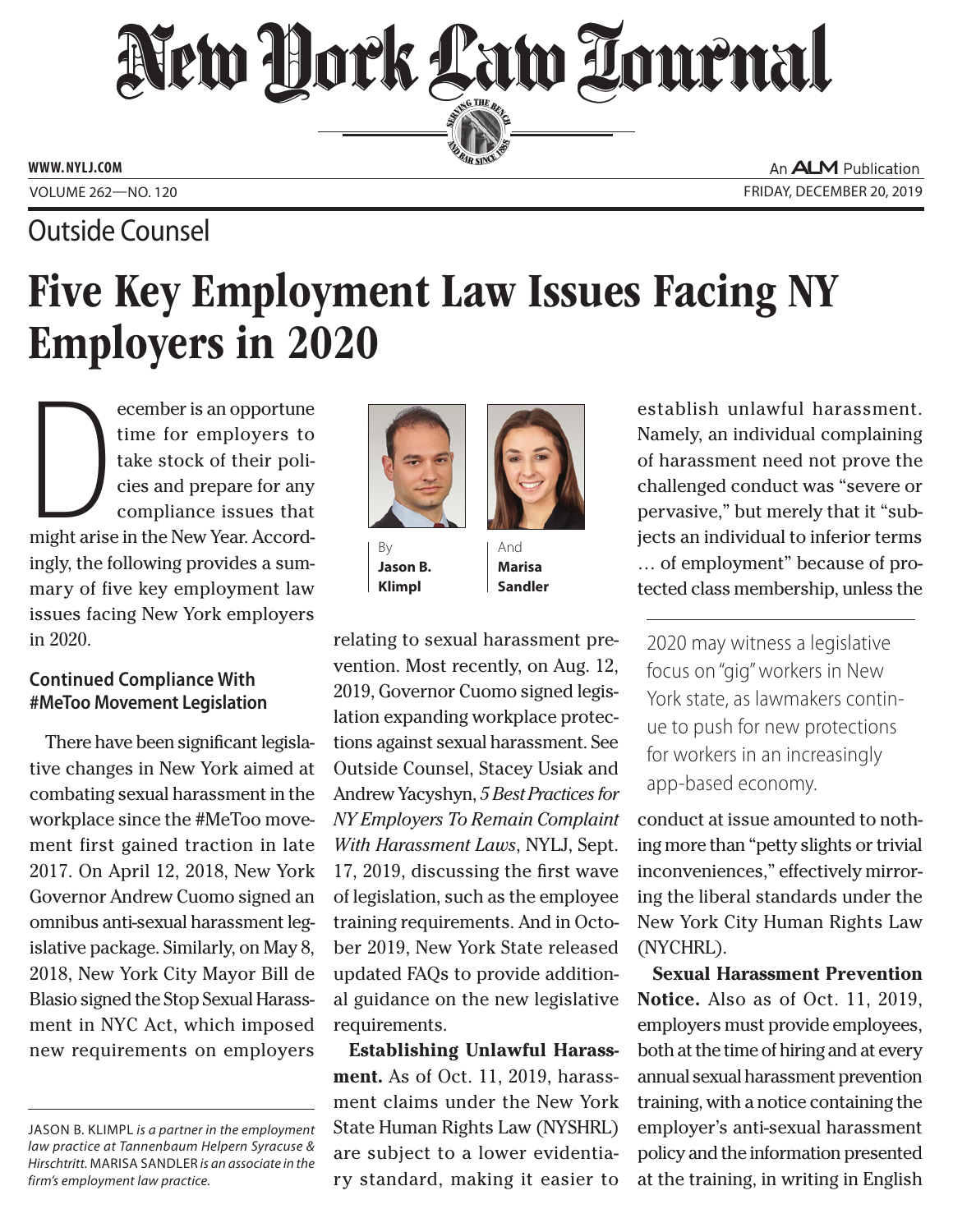# Five Key Employment Law Issues Facing NY Employers in 2020

By **Jason B. Klimpl** And **Marisa Sandler**

December is an opportune time for employers to take stock of their policies and prepare for any compliance issues that might arise in the New Year. Accordingly, the following provides a summary of five key employment law issues facing New York employers in 2020.

### Continued Compliance With #MeToo Movement Legislation

There have been significant legislative changes in New York aimed at combating sexual harassment in the workplace since the #MeToo movement first gained traction in late 2017. On April 12, 2018, New York Governor Andrew Cuomo signed an omnibus anti-sexual harassment legislative package. Similarly, on May 8, 2018, New York City Mayor Bill de Blasio signed the Stop Sexual Harassment in NYC Act, which imposed new requirements on employers relating to sexual harassment prevention. Most recently, on Aug. 12, 2019, Governor Cuomo signed legislation expanding workplace protections against sexual harassment. See Outside Counsel, Stacey Usiak and Andrew Yacyshyn, *5 Best Practices for NY Employers To Remain Complaint With Harassment Laws*, NYLJ, Sept. 17, 2019, discussing the first wave of legislation, such as the employee training requirements. And in October 2019, New York State released updated FAQs to provide additional guidance on the new legislative requirements.

**Establishing Unlawful Harassment.** As of Oct. 11, 2019, harassment claims under the New York State Human Rights Law (NYSHRL) are subject to a lower evidentiary standard, making it easier to establish unlawful harassment. Namely, an individual complaining of harassment need not prove the challenged conduct was "severe or pervasive," but merely that it "subjects an individual to inferior terms … of employment" because of protected class membership, unless the conduct at issue amounted to nothing more than "petty slights or trivial inconveniences," effectively mirroring the liberal standards under the New York City Human Rights Law (NYCHRL).

> 2020 may witness a legislative focus on "gig" workers in New York state, as lawmakers continue to push for new protections for workers in an increasingly app-based economy.

**Sexual Harassment Prevention Notice.** Also as of Oct. 11, 2019, employers must provide employees, both at the time of hiring and at every annual sexual harassment prevention training, with a notice containing the employer's anti-sexual harassment policy and the information presented at the training, in writing in English

JASON B. KLIMPL *is a partner in the employment law practice at Tannenbaum Helpern Syracuse & Hirschtritt.* MARISA SANDLER *is an associate in the firm's employment law practice.*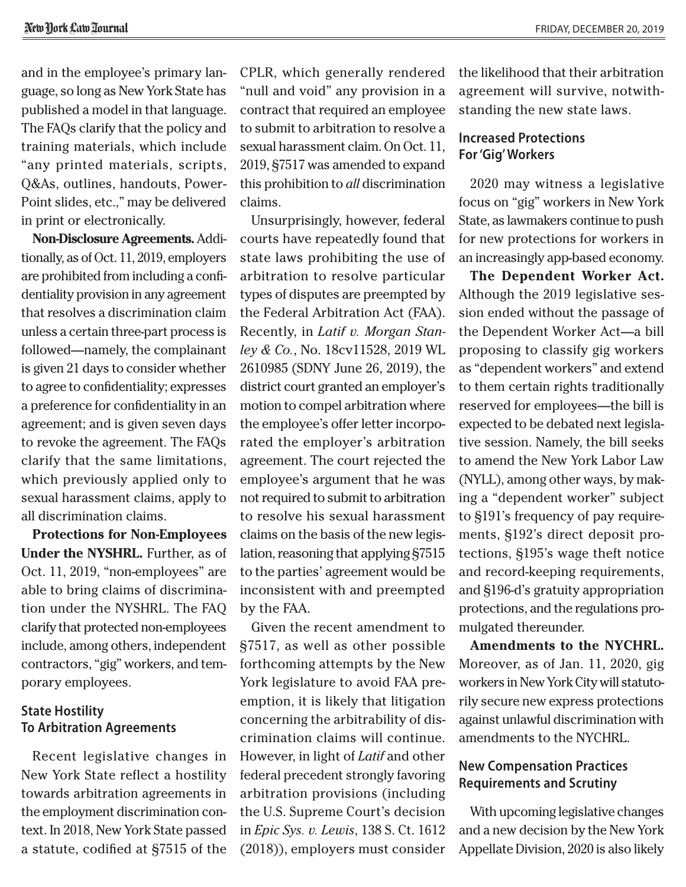and in the employee's primary language, so long as New York State has published a model in that language. The FAQs clarify that the policy and training materials, which include "any printed materials, scripts, Q&As, outlines, handouts, PowerPoint slides, etc.," may be delivered in print or electronically.

**Non-Disclosure Agreements.** Additionally, as of Oct. 11, 2019, employers are prohibited from including a confidentiality provision in any agreement that resolves a discrimination claim unless a certain three-part process is followed—namely, the complainant is given 21 days to consider whether to agree to confidentiality; expresses a preference for confidentiality in an agreement; and is given seven days to revoke the agreement. The FAQs clarify that the same limitations, which previously applied only to sexual harassment claims, apply to all discrimination claims.

**Protections for Non-Employees Under the NYSHRL.** Further, as of Oct. 11, 2019, "non-employees" are able to bring claims of discrimination under the NYSHRL. The FAQ clarify that protected non-employees include, among others, independent contractors, "gig" workers, and temporary employees.

## State Hostility To Arbitration Agreements

Recent legislative changes in New York State reflect a hostility towards arbitration agreements in the employment discrimination context. In 2018, New York State passed a statute, codified at §7515 of the CPLR, which generally rendered "null and void" any provision in a contract that required an employee to submit to arbitration to resolve a sexual harassment claim. On Oct. 11, 2019, §7517 was amended to expand this prohibition to *all* discrimination claims.

Unsurprisingly, however, federal courts have repeatedly found that state laws prohibiting the use of arbitration to resolve particular types of disputes are preempted by the Federal Arbitration Act (FAA). Recently, in *Latif v. Morgan Stanley & Co.*, No. 18cv11528, 2019 WL 2610985 (SDNY June 26, 2019), the district court granted an employer's motion to compel arbitration where the employee's offer letter incorporated the employer's arbitration agreement. The court rejected the employee's argument that he was not required to submit to arbitration to resolve his sexual harassment claims on the basis of the new legislation, reasoning that applying §7515 to the parties' agreement would be inconsistent with and preempted by the FAA.

Given the recent amendment to §7517, as well as other possible forthcoming attempts by the New York legislature to avoid FAA preemption, it is likely that litigation concerning the arbitrability of discrimination claims will continue. However, in light of *Latif* and other federal precedent strongly favoring arbitration provisions (including the U.S. Supreme Court's decision in *Epic Sys. v. Lewis*, 138 S. Ct. 1612 (2018)), employers must consider the likelihood that their arbitration agreement will survive, notwithstanding the new state laws.

## Increased Protections For 'Gig' Workers

2020 may witness a legislative focus on "gig" workers in New York State, as lawmakers continue to push for new protections for workers in an increasingly app-based economy.

**The Dependent Worker Act.** Although the 2019 legislative session ended without the passage of the Dependent Worker Act—a bill proposing to classify gig workers as "dependent workers" and extend to them certain rights traditionally reserved for employees—the bill is expected to be debated next legislative session. Namely, the bill seeks to amend the New York Labor Law (NYLL), among other ways, by making a "dependent worker" subject to §191's frequency of pay requirements, §192's direct deposit protections, §195's wage theft notice and record-keeping requirements, and §196-d's gratuity appropriation protections, and the regulations promulgated thereunder.

**Amendments to the NYCHRL.** Moreover, as of Jan. 11, 2020, gig workers in New York City will statutorily secure new express protections against unlawful discrimination with amendments to the NYCHRL.

## New Compensation Practices Requirements and Scrutiny

With upcoming legislative changes and a new decision by the New York Appellate Division, 2020 is also likely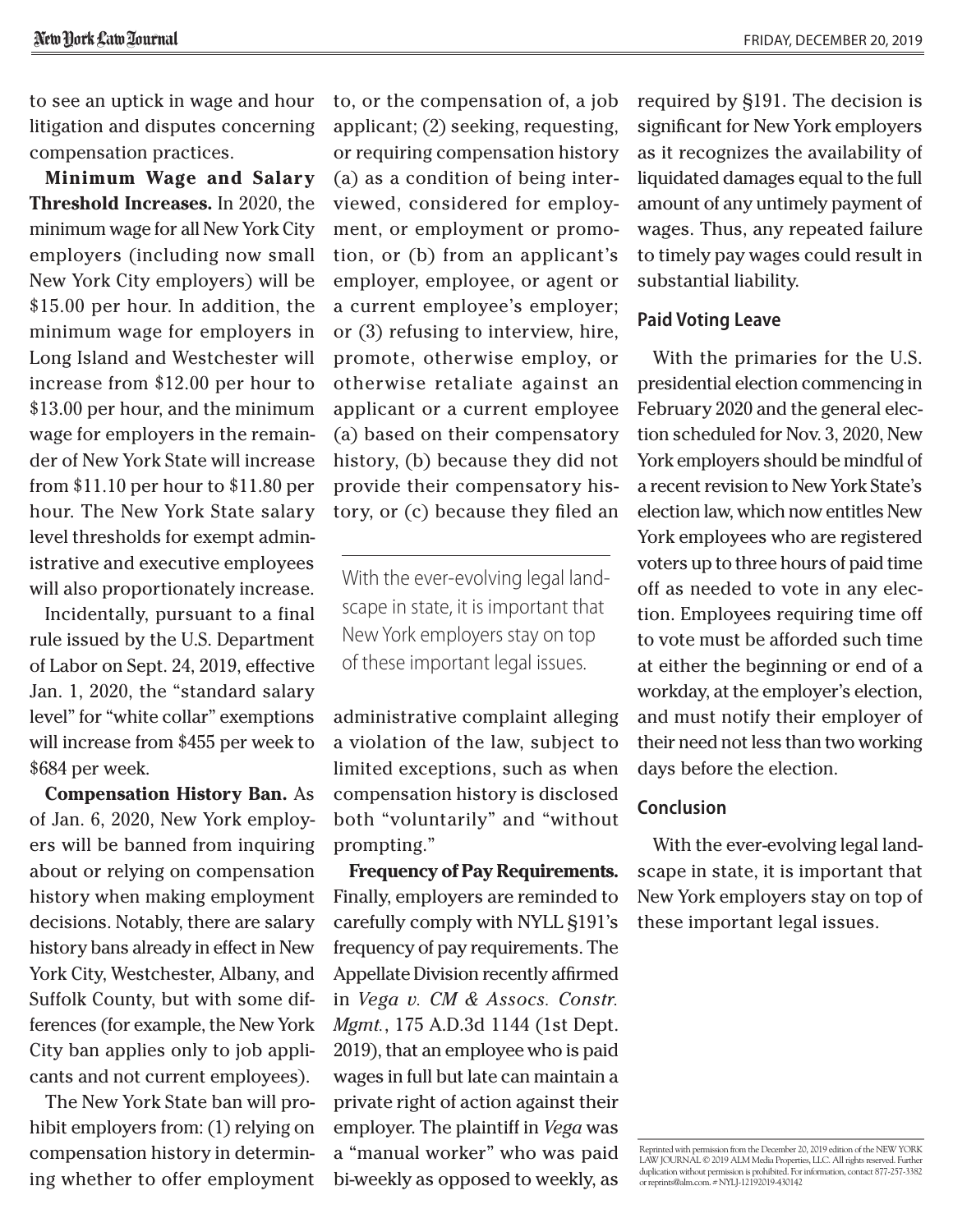to see an uptick in wage and hour litigation and disputes concerning compensation practices.

**Minimum Wage and Salary Threshold Increases.** In 2020, the minimum wage for all New York City employers (including now small New York City employers) will be $15.00 per hour. In addition, the minimum wage for employers in Long Island and Westchester will increase from $12.00 per hour to $13.00 per hour, and the minimum wage for employers in the remainder of New York State will increase from $11.10 per hour to $11.80 per hour. The New York State salary level thresholds for exempt administrative and executive employees will also proportionately increase.

Incidentally, pursuant to a final rule issued by the U.S. Department of Labor on Sept. 24, 2019, effective Jan. 1, 2020, the "standard salary level" for "white collar" exemptions will increase from $455 per week to $684 per week.

**Compensation History Ban.** As of Jan. 6, 2020, New York employers will be banned from inquiring about or relying on compensation history when making employment decisions. Notably, there are salary history bans already in effect in New York City, Westchester, Albany, and Suffolk County, but with some differences (for example, the New York City ban applies only to job applicants and not current employees).

The New York State ban will prohibit employers from: (1) relying on compensation history in determining whether to offer employment to, or the compensation of, a job applicant; (2) seeking, requesting, or requiring compensation history (a) as a condition of being interviewed, considered for employment, or employment or promotion, or (b) from an applicant's employer, employee, or agent or a current employee's employer; or (3) refusing to interview, hire, promote, otherwise employ, or otherwise retaliate against an applicant or a current employee (a) based on their compensatory history, (b) because they did not provide their compensatory history, or (c) because they filed an administrative complaint alleging a violation of the law, subject to limited exceptions, such as when compensation history is disclosed both "voluntarily" and "without prompting."

> With the ever-evolving legal landscape in state, it is important that New York employers stay on top of these important legal issues.

**Frequency of Pay Requirements.** Finally, employers are reminded to carefully comply with NYLL §191's frequency of pay requirements. The Appellate Division recently affirmed in *Vega v. CM & Assocs. Constr. Mgmt.*, 175 A.D.3d 1144 (1st Dept. 2019), that an employee who is paid wages in full but late can maintain a private right of action against their employer. The plaintiff in *Vega* was a "manual worker" who was paid bi-weekly as opposed to weekly, as required by §191. The decision is significant for New York employers as it recognizes the availability of liquidated damages equal to the full amount of any untimely payment of wages. Thus, any repeated failure to timely pay wages could result in substantial liability.

## Paid Voting Leave

With the primaries for the U.S. presidential election commencing in February 2020 and the general election scheduled for Nov. 3, 2020, New York employers should be mindful of a recent revision to New York State's election law, which now entitles New York employees who are registered voters up to three hours of paid time off as needed to vote in any election. Employees requiring time off to vote must be afforded such time at either the beginning or end of a workday, at the employer's election, and must notify their employer of their need not less than two working days before the election.

## Conclusion

With the ever-evolving legal landscape in state, it is important that New York employers stay on top of these important legal issues.

Reprinted with permission from the December 20, 2019 edition of the NEW YORK LAW JOURNAL © 2019 ALM Media Properties, LLC. All rights reserved. Further duplication without permission is prohibited. For information, contact 877-257-3382 or reprints@alm.com. # NYLJ-12192019-430142